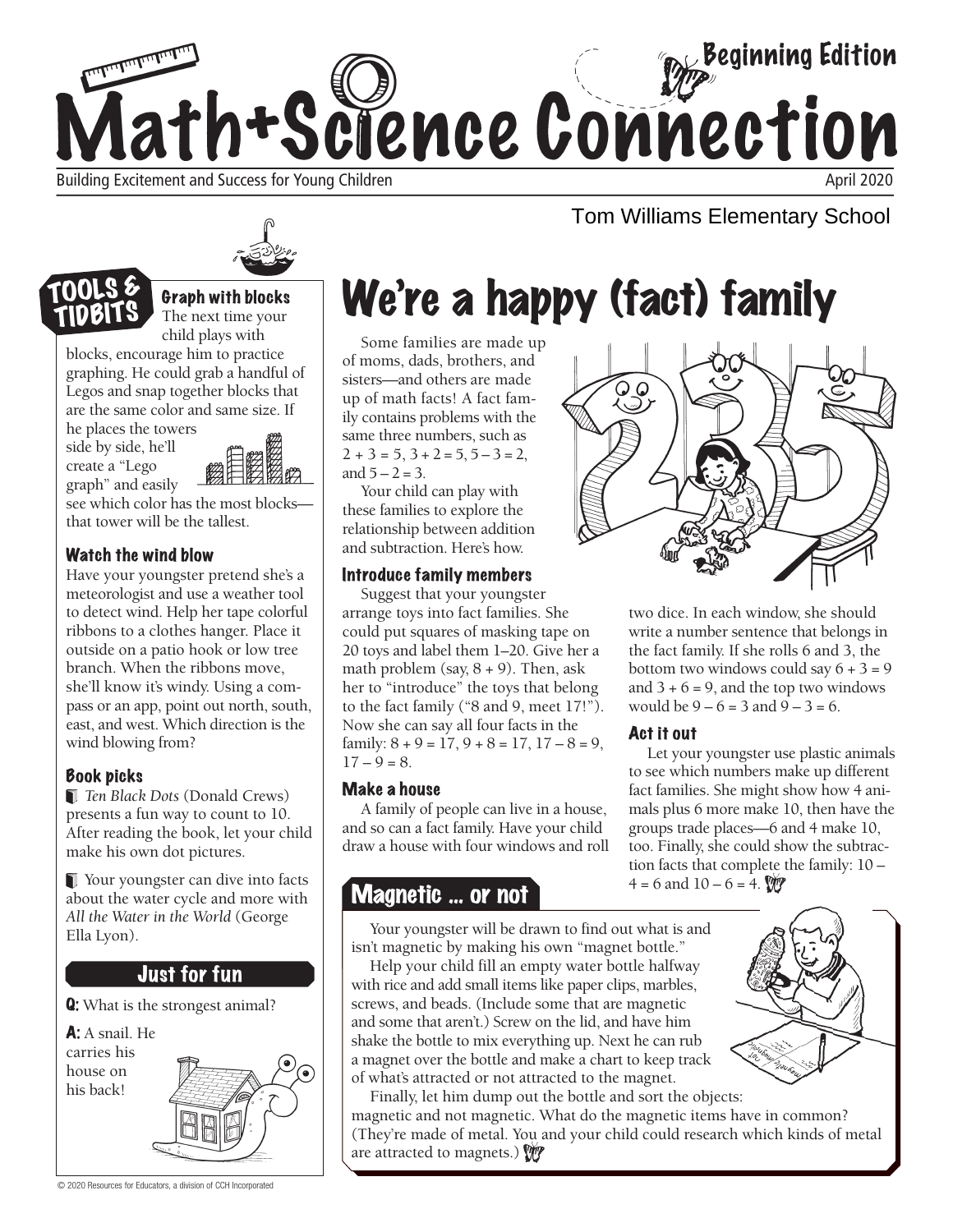# Math+Science Connection

Beginning Edition

Building Excitement and Success for Young Children

April 2020

Tom Williams Elementary School

## TOOLS & TIDBITS

### Graph with blocks

The next time your child plays with blocks, encourage him to practice graphing. He could grab a handful of Legos and snap together blocks that are the same color and same size. If he places the towers side by side, he'll create a "Lego graph" and easily see which color has the most blocks—that tower will be the tallest.

### Watch the wind blow

Have your youngster pretend she's a meteorologist and use a weather tool to detect wind. Help her tape colorful ribbons to a clothes hanger. Place it outside on a patio hook or low tree branch. When the ribbons move, she'll know it's windy. Using a compass or an app, point out north, south, east, and west. Which direction is the wind blowing from?

### Book picks

- *Ten Black Dots* (Donald Crews) presents a fun way to count to 10. After reading the book, let your child make his own dot pictures.

- Your youngster can dive into facts about the water cycle and more with *All the Water in the World* (George Ella Lyon).

### Just for fun

**Q:** What is the strongest animal?

**A:** A snail. He carries his house on his back!

# We're a happy (fact) family

Some families are made up of moms, dads, brothers, and sisters—and others are made up of math facts! A fact family contains problems with the same three numbers, such as $2 + 3 = 5$, $3 + 2 = 5$, $5 - 3 = 2$, and $5 - 2 = 3$.

Your child can play with these families to explore the relationship between addition and subtraction. Here's how.

### Introduce family members

Suggest that your youngster arrange toys into fact families. She could put squares of masking tape on 20 toys and label them 1–20. Give her a math problem (say, $8 + 9$). Then, ask her to "introduce" the toys that belong to the fact family ("8 and 9, meet 17!"). Now she can say all four facts in the family: $8 + 9 = 17$, $9 + 8 = 17$, $17 - 8 = 9$, $17 - 9 = 8$.

### Make a house

A family of people can live in a house, and so can a fact family. Have your child draw a house with four windows and roll two dice. In each window, she should write a number sentence that belongs in the fact family. If she rolls 6 and 3, the bottom two windows could say $6 + 3 = 9$ and $3 + 6 = 9$, and the top two windows would be $9 - 6 = 3$ and $9 - 3 = 6$.

### Act it out

Let your youngster use plastic animals to see which numbers make up different fact families. She might show how 4 animals plus 6 more make 10, then have the groups trade places—6 and 4 make 10, too. Finally, she could show the subtraction facts that complete the family: $10 - 4 = 6$ and $10 - 6 = 4$.

## Magnetic ... or not

Your youngster will be drawn to find out what is and isn't magnetic by making his own "magnet bottle."

Help your child fill an empty water bottle halfway with rice and add small items like paper clips, marbles, screws, and beads. (Include some that are magnetic and some that aren't.) Screw on the lid, and have him shake the bottle to mix everything up. Next he can rub a magnet over the bottle and make a chart to keep track of what's attracted or not attracted to the magnet.

Finally, let him dump out the bottle and sort the objects: magnetic and not magnetic. What do the magnetic items have in common? (They're made of metal. You and your child could research which kinds of metal are attracted to magnets.)

© 2020 Resources for Educators, a division of CCH Incorporated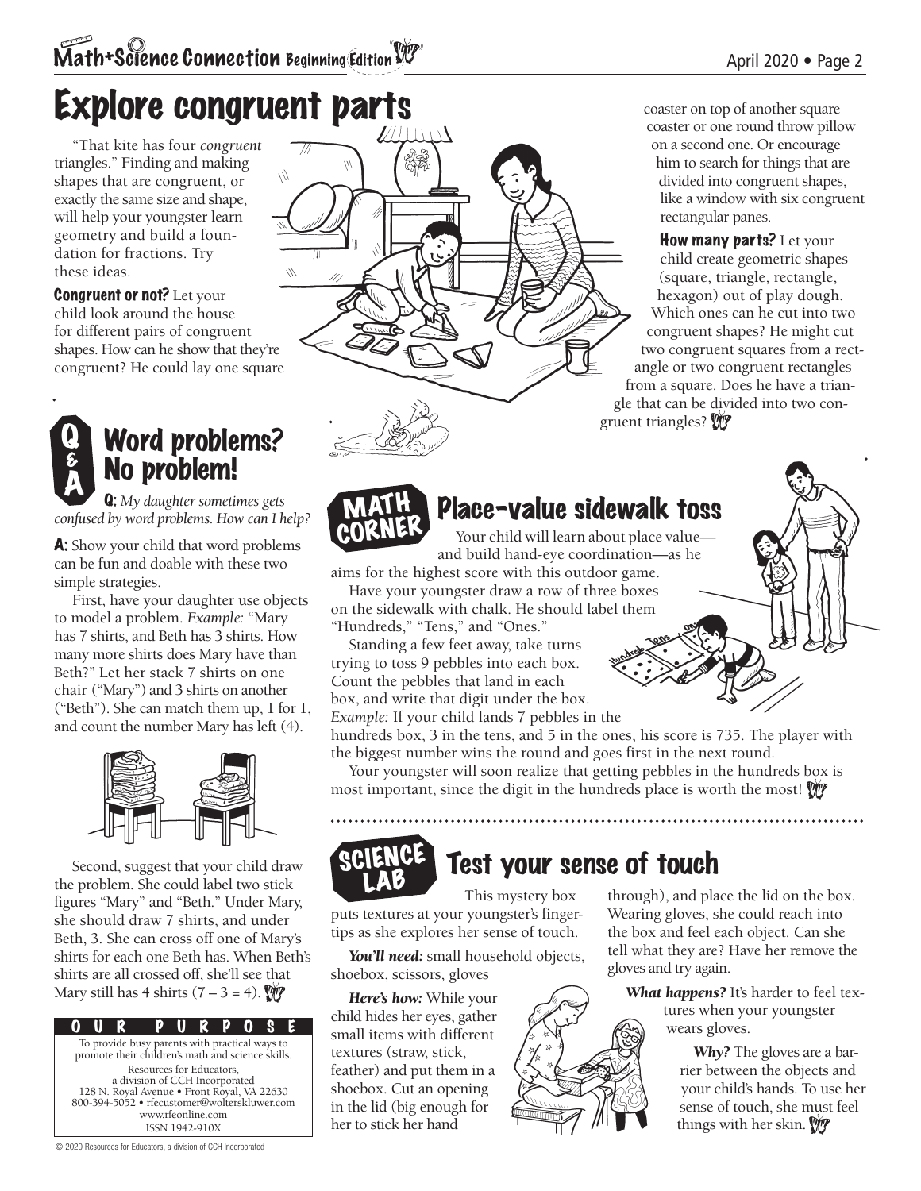// Explore congruent parts

# Explore congruent parts

"That kite has four *congruent* triangles." Finding and making shapes that are congruent, or exactly the same size and shape, will help your youngster learn geometry and build a foundation for fractions. Try these ideas.

**Congruent or not?** Let your child look around the house for different pairs of congruent shapes. How can he show that they're congruent? He could lay one square coaster on top of another square coaster or one round throw pillow on a second one. Or encourage him to search for things that are divided into congruent shapes, like a window with six congruent rectangular panes.

**How many parts?** Let your child create geometric shapes (square, triangle, rectangle, hexagon) out of play dough. Which ones can he cut into two congruent shapes? He might cut two congruent squares from a rectangle or two congruent rectangles from a square. Does he have a triangle that can be divided into two congruent triangles?

## Q & A: Word problems? No problem!

**Q:** *My daughter sometimes gets confused by word problems. How can I help?*

**A:** Show your child that word problems can be fun and doable with these two simple strategies.

First, have your daughter use objects to model a problem. *Example:* "Mary has 7 shirts, and Beth has 3 shirts. How many more shirts does Mary have than Beth?" Let her stack 7 shirts on one chair ("Mary") and 3 shirts on another ("Beth"). She can match them up, 1 for 1, and count the number Mary has left (4).

Second, suggest that your child draw the problem. She could label two stick figures "Mary" and "Beth." Under Mary, she should draw 7 shirts, and under Beth, 3. She can cross off one of Mary's shirts for each one Beth has. When Beth's shirts are all crossed off, she'll see that Mary still has 4 shirts ($7 - 3 = 4$).

## MATH CORNER: Place-value sidewalk toss

Your child will learn about place value—and build hand-eye coordination—as he aims for the highest score with this outdoor game.

Have your youngster draw a row of three boxes on the sidewalk with chalk. He should label them "Hundreds," "Tens," and "Ones."

Standing a few feet away, take turns trying to toss 9 pebbles into each box. Count the pebbles that land in each box, and write that digit under the box. *Example:* If your child lands 7 pebbles in the hundreds box, 3 in the tens, and 5 in the ones, his score is 735. The player with the biggest number wins the round and goes first in the next round.

Your youngster will soon realize that getting pebbles in the hundreds box is most important, since the digit in the hundreds place is worth the most!

## SCIENCE LAB: Test your sense of touch

This mystery box puts textures at your youngster's fingertips as she explores her sense of touch.

***You'll need:*** small household objects, shoebox, scissors, gloves

***Here's how:*** While your child hides her eyes, gather small items with different textures (straw, stick, feather) and put them in a shoebox. Cut an opening in the lid (big enough for her to stick her hand through), and place the lid on the box. Wearing gloves, she could reach into the box and feel each object. Can she tell what they are? Have her remove the gloves and try again.

***What happens?*** It's harder to feel textures when your youngster wears gloves.

***Why?*** The gloves are a barrier between the objects and your child's hands. To use her sense of touch, she must feel things with her skin.

---

**OUR PURPOSE**

To provide busy parents with practical ways to promote their children's math and science skills.

Resources for Educators,
a division of CCH Incorporated
128 N. Royal Avenue • Front Royal, VA 22630
800-394-5052 • rfecustomer@wolterskluwer.com
www.rfeonline.com
ISSN 1942-910X

© 2020 Resources for Educators, a division of CCH Incorporated